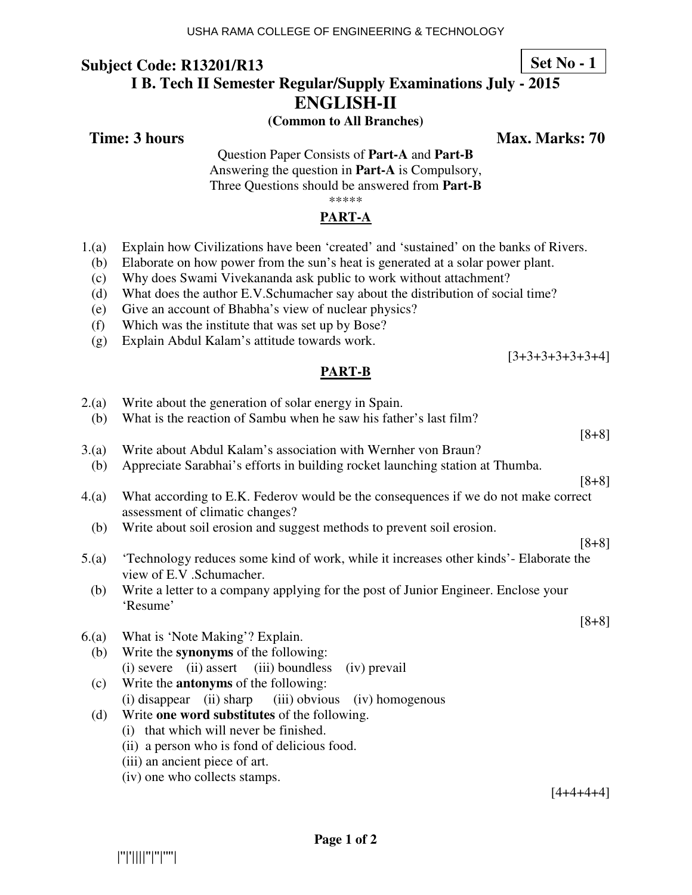USHA RAMA COLLEGE OF ENGINEERING & TECHNOLOGY

**Subject Code: R13201/R13** **Set No - 1**

# I B. Tech II Semester Regular/Supply Examinations July - 2015

# ENGLISH-II

**(Common to All Branches)**

**Time: 3 hours** **Max. Marks: 70**

Question Paper Consists of **Part-A** and **Part-B**
Answering the question in **Part-A** is Compulsory,
Three Questions should be answered from **Part-B**

*****

## PART-A

1.(a) Explain how Civilizations have been 'created' and 'sustained' on the banks of Rivers.
(b) Elaborate on how power from the sun's heat is generated at a solar power plant.
(c) Why does Swami Vivekananda ask public to work without attachment?
(d) What does the author E.V.Schumacher say about the distribution of social time?
(e) Give an account of Bhabha's view of nuclear physics?
(f) Which was the institute that was set up by Bose?
(g) Explain Abdul Kalam's attitude towards work.

[3+3+3+3+3+3+4]

## PART-B

2.(a) Write about the generation of solar energy in Spain.
(b) What is the reaction of Sambu when he saw his father's last film?

[8+8]

3.(a) Write about Abdul Kalam's association with Wernher von Braun?
(b) Appreciate Sarabhai's efforts in building rocket launching station at Thumba.

[8+8]

4.(a) What according to E.K. Federov would be the consequences if we do not make correct assessment of climatic changes?
(b) Write about soil erosion and suggest methods to prevent soil erosion.

[8+8]

5.(a) 'Technology reduces some kind of work, while it increases other kinds'- Elaborate the view of E.V .Schumacher.
(b) Write a letter to a company applying for the post of Junior Engineer. Enclose your 'Resume'

[8+8]

6.(a) What is 'Note Making'? Explain.
(b) Write the **synonyms** of the following:
(i) severe (ii) assert (iii) boundless (iv) prevail
(c) Write the **antonyms** of the following:
(i) disappear (ii) sharp (iii) obvious (iv) homogenous
(d) Write **one word substitutes** of the following.
(i) that which will never be finished.
(ii) a person who is fond of delicious food.
(iii) an ancient piece of art.
(iv) one who collects stamps.

[4+4+4+4]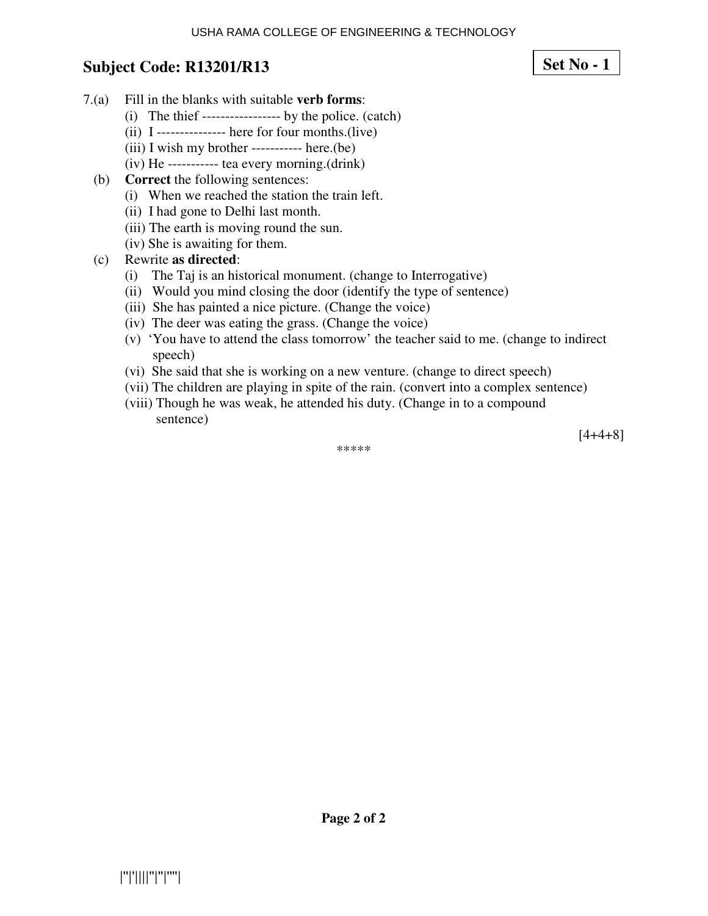**Subject Code: R13201/R13**

**Set No - 1**

7.(a) Fill in the blanks with suitable **verb forms**:

(i) The thief ----------------- by the police. (catch)

(ii) I --------------- here for four months.(live)

(iii) I wish my brother ----------- here.(be)

(iv) He ----------- tea every morning.(drink)

(b) **Correct** the following sentences:

(i) When we reached the station the train left.

(ii) I had gone to Delhi last month.

(iii) The earth is moving round the sun.

(iv) She is awaiting for them.

(c) Rewrite **as directed**:

(i) The Taj is an historical monument. (change to Interrogative)

(ii) Would you mind closing the door (identify the type of sentence)

(iii) She has painted a nice picture. (Change the voice)

(iv) The deer was eating the grass. (Change the voice)

(v) 'You have to attend the class tomorrow' the teacher said to me. (change to indirect speech)

(vi) She said that she is working on a new venture. (change to direct speech)

(vii) The children are playing in spite of the rain. (convert into a complex sentence)

(viii) Though he was weak, he attended his duty. (Change in to a compound sentence)

[4+4+8]

*****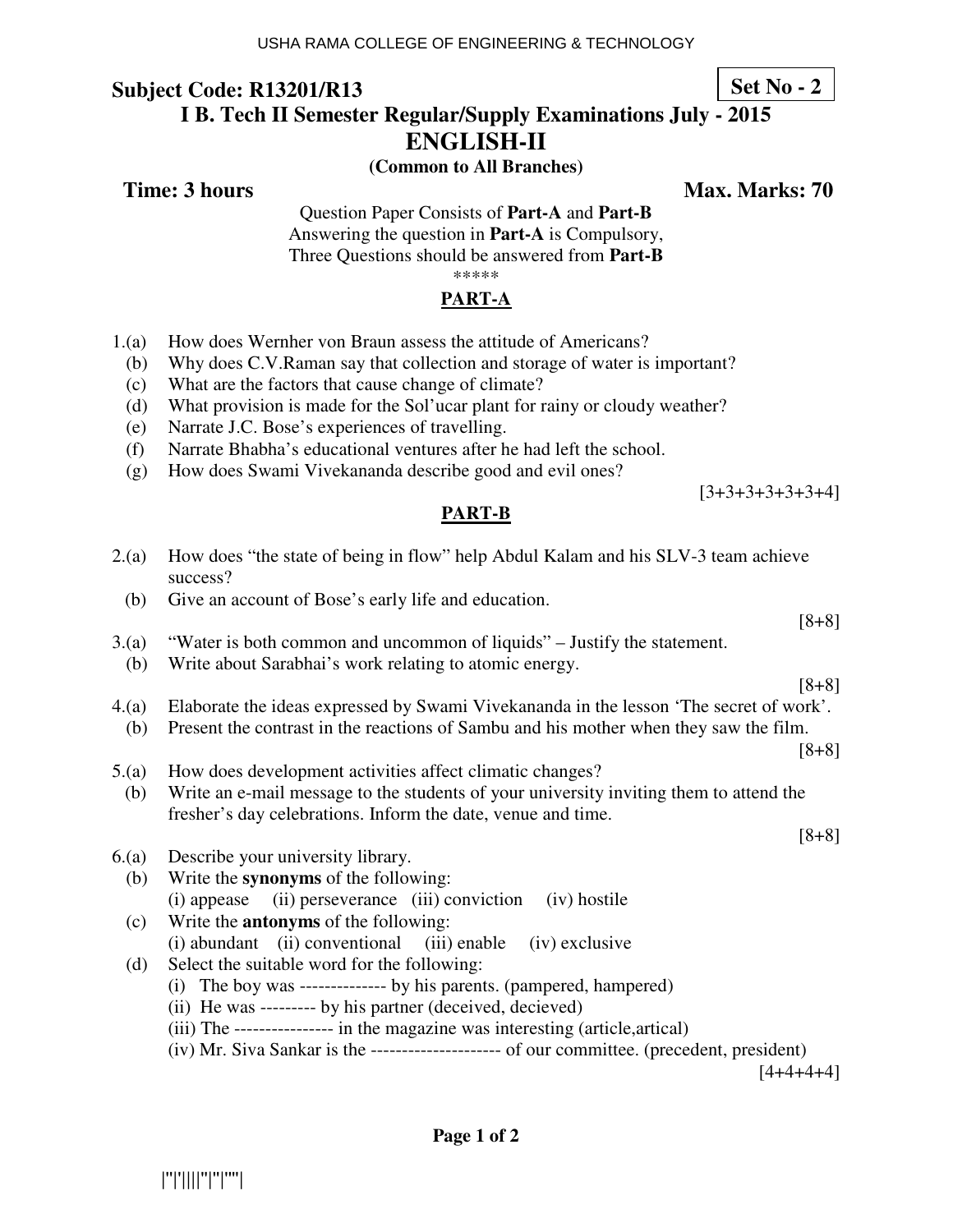**Subject Code: R13201/R13** **Set No - 2**

**I B. Tech II Semester Regular/Supply Examinations July - 2015**

# ENGLISH-II

**(Common to All Branches)**

**Time: 3 hours** **Max. Marks: 70**

Question Paper Consists of **Part-A** and **Part-B**
Answering the question in **Part-A** is Compulsory,
Three Questions should be answered from **Part-B**

*****

## PART-A

1.(a) How does Wernher von Braun assess the attitude of Americans?
 (b) Why does C.V.Raman say that collection and storage of water is important?
 (c) What are the factors that cause change of climate?
 (d) What provision is made for the Sol'ucar plant for rainy or cloudy weather?
 (e) Narrate J.C. Bose's experiences of travelling.
 (f) Narrate Bhabha's educational ventures after he had left the school.
 (g) How does Swami Vivekananda describe good and evil ones?

[3+3+3+3+3+3+4]

## PART-B

2.(a) How does "the state of being in flow" help Abdul Kalam and his SLV-3 team achieve success?
 (b) Give an account of Bose's early life and education.

[8+8]

3.(a) "Water is both common and uncommon of liquids" – Justify the statement.
 (b) Write about Sarabhai's work relating to atomic energy.

[8+8]

4.(a) Elaborate the ideas expressed by Swami Vivekananda in the lesson 'The secret of work'.
 (b) Present the contrast in the reactions of Sambu and his mother when they saw the film.

[8+8]

5.(a) How does development activities affect climatic changes?
 (b) Write an e-mail message to the students of your university inviting them to attend the fresher's day celebrations. Inform the date, venue and time.

[8+8]

6.(a) Describe your university library.
 (b) Write the **synonyms** of the following:
 (i) appease (ii) perseverance (iii) conviction (iv) hostile
 (c) Write the **antonyms** of the following:
 (i) abundant (ii) conventional (iii) enable (iv) exclusive
 (d) Select the suitable word for the following:
 (i) The boy was -------------- by his parents. (pampered, hampered)
 (ii) He was --------- by his partner (deceived, decieved)
 (iii) The ---------------- in the magazine was interesting (article,artical)
 (iv) Mr. Siva Sankar is the --------------------- of our committee. (precedent, president)

[4+4+4+4]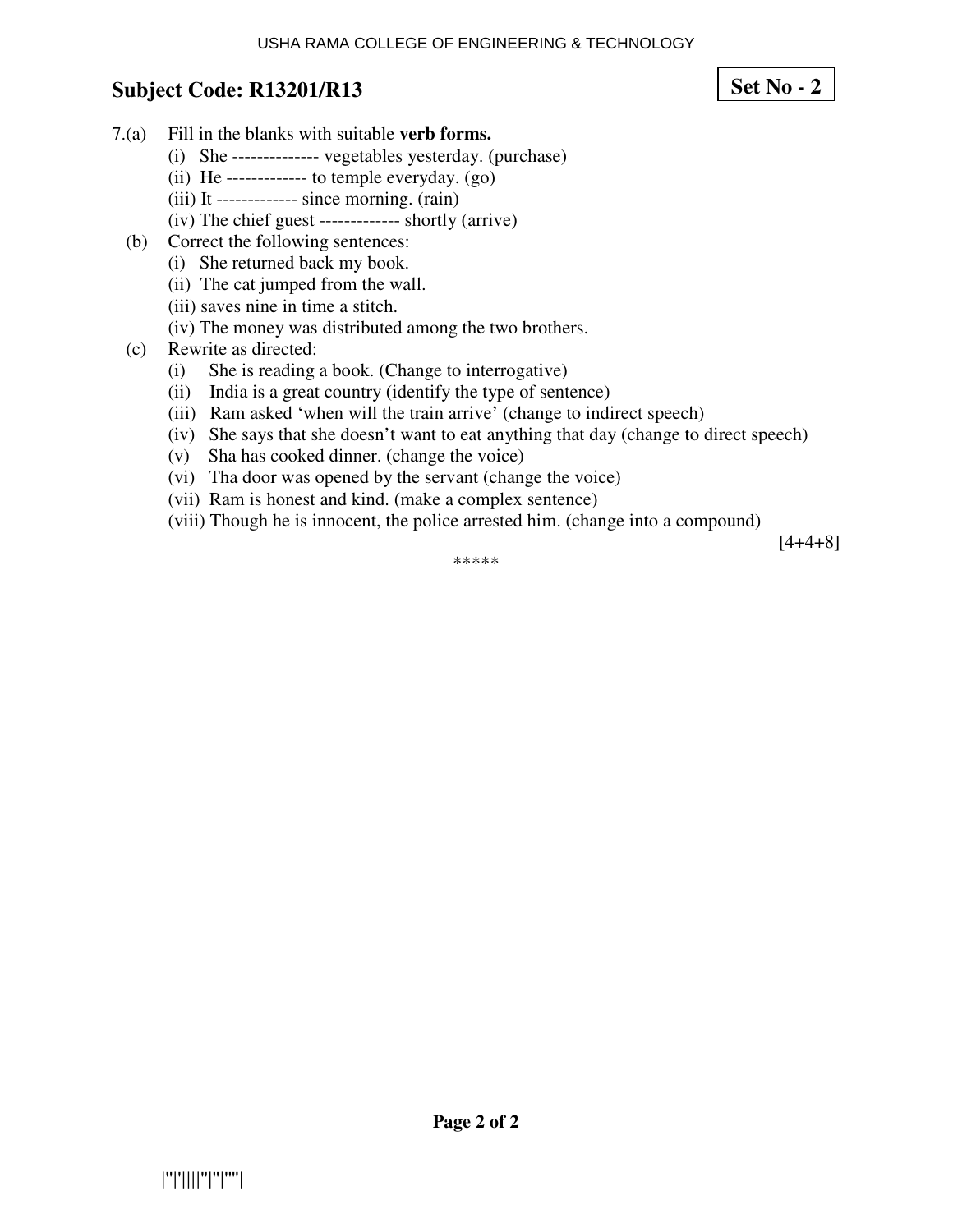**Subject Code: R13201/R13** **Set No - 2**

7.(a) Fill in the blanks with suitable **verb forms.**

(i) She -------------- vegetables yesterday. (purchase)
(ii) He ------------- to temple everyday. (go)
(iii) It ------------- since morning. (rain)
(iv) The chief guest ------------- shortly (arrive)

(b) Correct the following sentences:

(i) She returned back my book.
(ii) The cat jumped from the wall.
(iii) saves nine in time a stitch.
(iv) The money was distributed among the two brothers.

(c) Rewrite as directed:

(i) She is reading a book. (Change to interrogative)
(ii) India is a great country (identify the type of sentence)
(iii) Ram asked 'when will the train arrive' (change to indirect speech)
(iv) She says that she doesn't want to eat anything that day (change to direct speech)
(v) Sha has cooked dinner. (change the voice)
(vi) Tha door was opened by the servant (change the voice)
(vii) Ram is honest and kind. (make a complex sentence)
(viii) Though he is innocent, the police arrested him. (change into a compound)

[4+4+8]

*****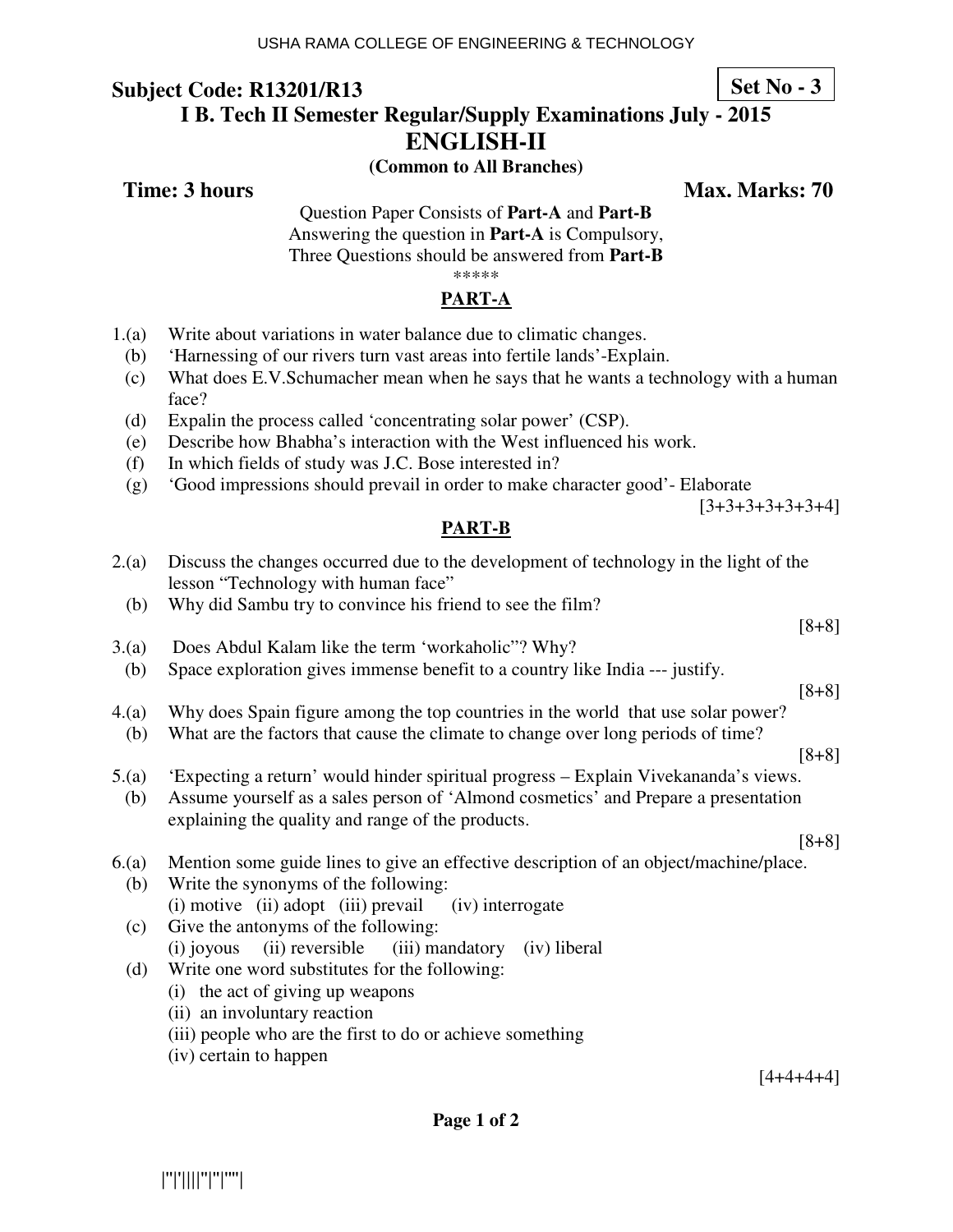USHA RAMA COLLEGE OF ENGINEERING & TECHNOLOGY

**Subject Code: R13201/R13** **Set No - 3**

## I B. Tech II Semester Regular/Supply Examinations July - 2015

# ENGLISH-II

**(Common to All Branches)**

**Time: 3 hours** **Max. Marks: 70**

Question Paper Consists of **Part-A** and **Part-B**
Answering the question in **Part-A** is Compulsory,
Three Questions should be answered from **Part-B**

*****

## PART-A

1.(a) Write about variations in water balance due to climatic changes.
(b) 'Harnessing of our rivers turn vast areas into fertile lands'-Explain.
(c) What does E.V.Schumacher mean when he says that he wants a technology with a human face?
(d) Expalin the process called 'concentrating solar power' (CSP).
(e) Describe how Bhabha's interaction with the West influenced his work.
(f) In which fields of study was J.C. Bose interested in?
(g) 'Good impressions should prevail in order to make character good'- Elaborate

[3+3+3+3+3+3+4]

## PART-B

2.(a) Discuss the changes occurred due to the development of technology in the light of the lesson "Technology with human face"
(b) Why did Sambu try to convince his friend to see the film?

[8+8]

3.(a) Does Abdul Kalam like the term 'workaholic"? Why?
(b) Space exploration gives immense benefit to a country like India --- justify.

[8+8]

4.(a) Why does Spain figure among the top countries in the world that use solar power?
(b) What are the factors that cause the climate to change over long periods of time?

[8+8]

5.(a) 'Expecting a return' would hinder spiritual progress – Explain Vivekananda's views.
(b) Assume yourself as a sales person of 'Almond cosmetics' and Prepare a presentation explaining the quality and range of the products.

[8+8]

6.(a) Mention some guide lines to give an effective description of an object/machine/place.
(b) Write the synonyms of the following:
(i) motive (ii) adopt (iii) prevail (iv) interrogate
(c) Give the antonyms of the following:
(i) joyous (ii) reversible (iii) mandatory (iv) liberal
(d) Write one word substitutes for the following:
(i) the act of giving up weapons
(ii) an involuntary reaction
(iii) people who are the first to do or achieve something
(iv) certain to happen

[4+4+4+4]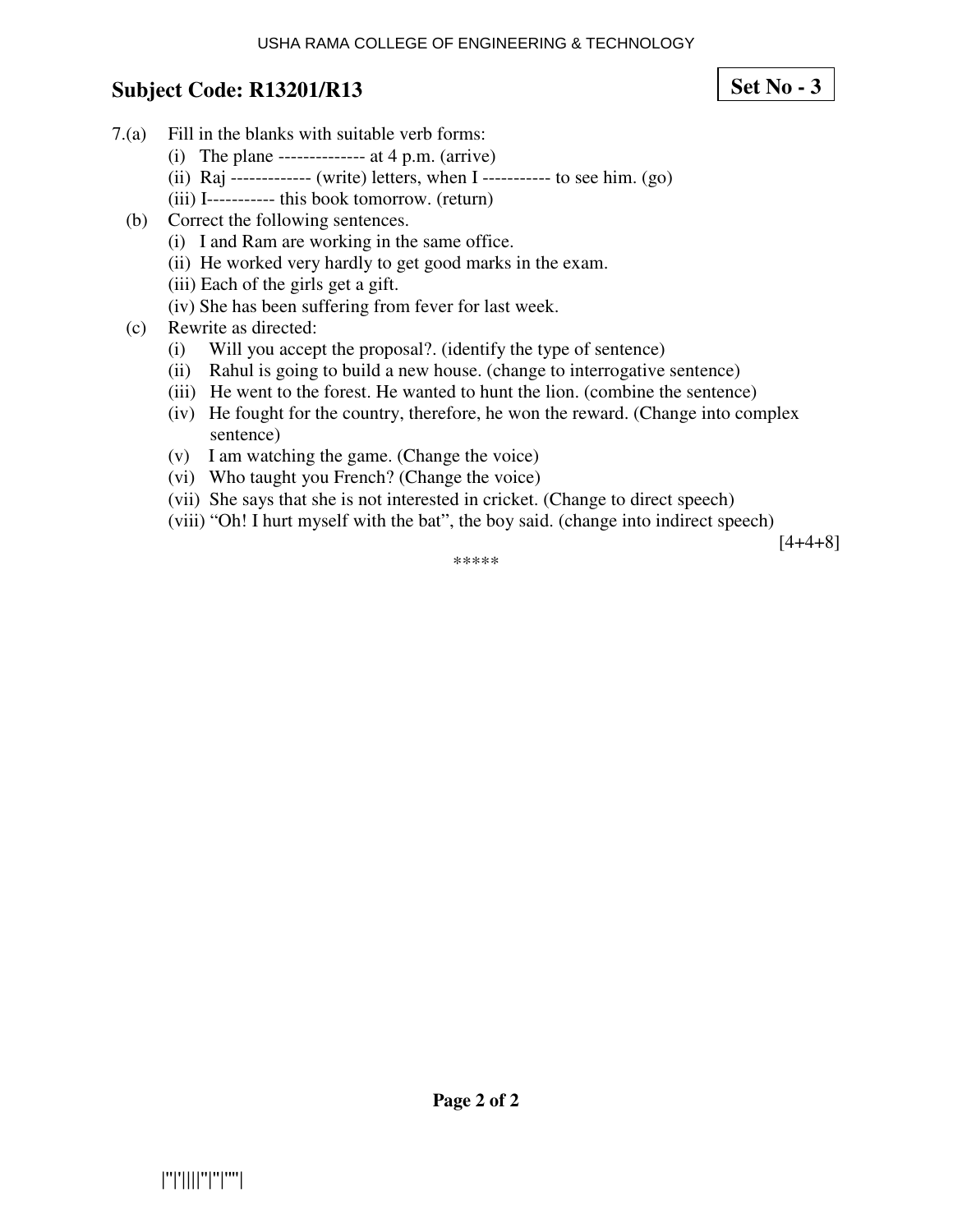## Subject Code: R13201/R13

**Set No - 3**

7.(a) Fill in the blanks with suitable verb forms:

(i) The plane -------------- at 4 p.m. (arrive)

(ii) Raj ------------- (write) letters, when I ----------- to see him. (go)

(iii) I----------- this book tomorrow. (return)

(b) Correct the following sentences.

(i) I and Ram are working in the same office.

(ii) He worked very hardly to get good marks in the exam.

(iii) Each of the girls get a gift.

(iv) She has been suffering from fever for last week.

(c) Rewrite as directed:

(i) Will you accept the proposal?. (identify the type of sentence)

(ii) Rahul is going to build a new house. (change to interrogative sentence)

(iii) He went to the forest. He wanted to hunt the lion. (combine the sentence)

(iv) He fought for the country, therefore, he won the reward. (Change into complex sentence)

(v) I am watching the game. (Change the voice)

(vi) Who taught you French? (Change the voice)

(vii) She says that she is not interested in cricket. (Change to direct speech)

(viii) “Oh! I hurt myself with the bat”, the boy said. (change into indirect speech)

[4+4+8]

*****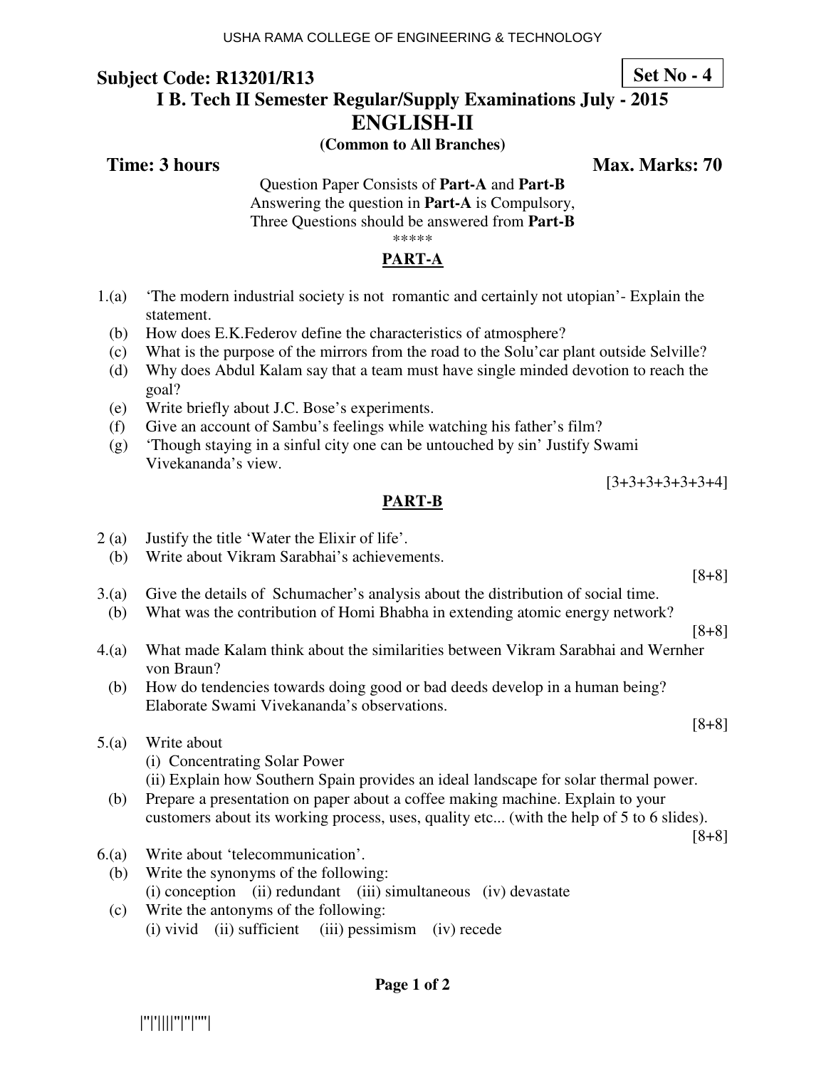**Subject Code: R13201/R13** **Set No - 4**

**I B. Tech II Semester Regular/Supply Examinations July - 2015**

# ENGLISH-II

**(Common to All Branches)**

**Time: 3 hours** **Max. Marks: 70**

Question Paper Consists of **Part-A** and **Part-B**
Answering the question in **Part-A** is Compulsory,
Three Questions should be answered from **Part-B**

*****

## PART-A

1.(a) 'The modern industrial society is not romantic and certainly not utopian'- Explain the statement.

(b) How does E.K.Federov define the characteristics of atmosphere?

(c) What is the purpose of the mirrors from the road to the Solu'car plant outside Selville?

(d) Why does Abdul Kalam say that a team must have single minded devotion to reach the goal?

(e) Write briefly about J.C. Bose's experiments.

(f) Give an account of Sambu's feelings while watching his father's film?

(g) 'Though staying in a sinful city one can be untouched by sin' Justify Swami Vivekananda's view.

[3+3+3+3+3+3+4]

## PART-B

2 (a) Justify the title 'Water the Elixir of life'.

(b) Write about Vikram Sarabhai's achievements.

[8+8]

3.(a) Give the details of Schumacher's analysis about the distribution of social time.

(b) What was the contribution of Homi Bhabha in extending atomic energy network?

[8+8]

4.(a) What made Kalam think about the similarities between Vikram Sarabhai and Wernher von Braun?

(b) How do tendencies towards doing good or bad deeds develop in a human being? Elaborate Swami Vivekananda's observations.

[8+8]

5.(a) Write about

(i) Concentrating Solar Power

(ii) Explain how Southern Spain provides an ideal landscape for solar thermal power.

(b) Prepare a presentation on paper about a coffee making machine. Explain to your customers about its working process, uses, quality etc... (with the help of 5 to 6 slides).

[8+8]

6.(a) Write about 'telecommunication'.

(b) Write the synonyms of the following:

(i) conception (ii) redundant (iii) simultaneous (iv) devastate

(c) Write the antonyms of the following:

(i) vivid (ii) sufficient (iii) pessimism (iv) recede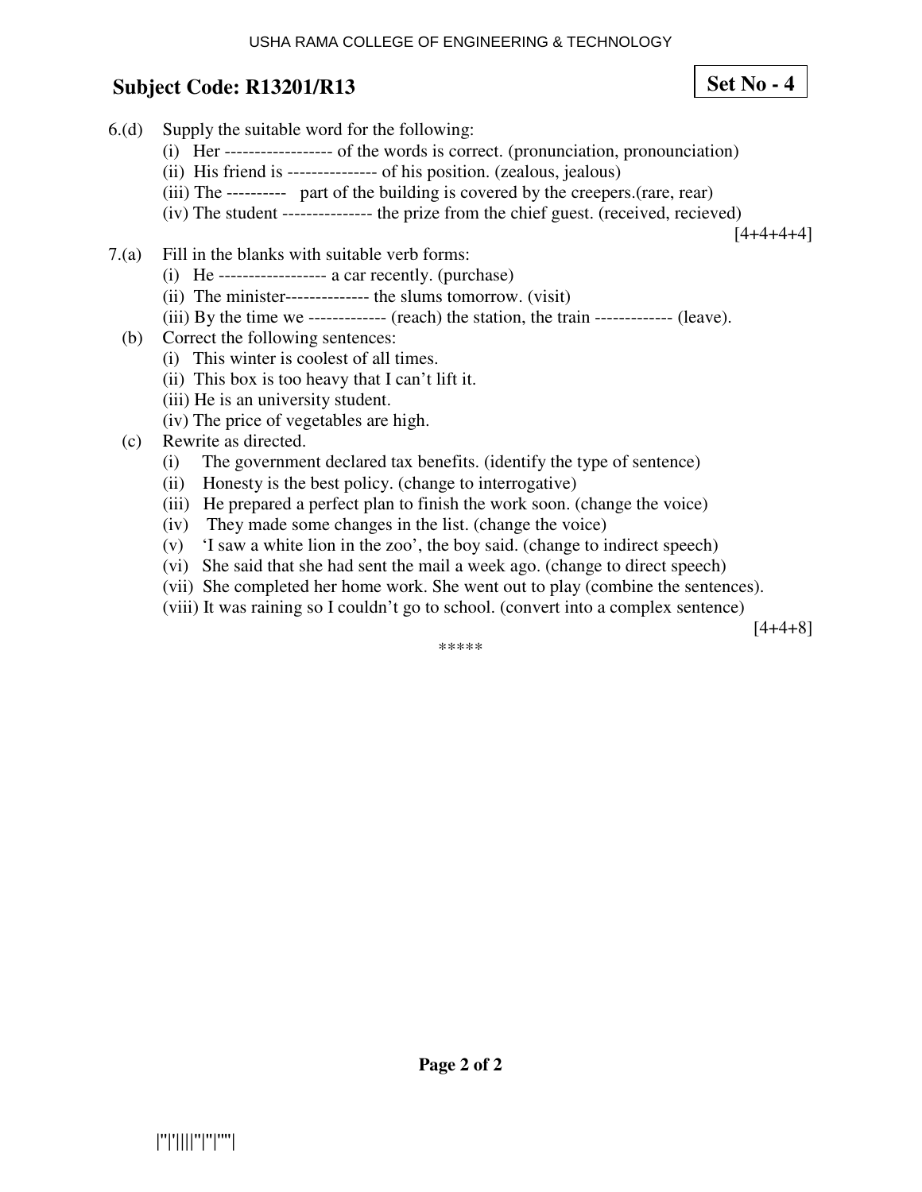**Subject Code: R13201/R13**

**Set No - 4**

6.(d) Supply the suitable word for the following:

(i) Her ------------------ of the words is correct. (pronunciation, pronounciation)

(ii) His friend is --------------- of his position. (zealous, jealous)

(iii) The ---------- part of the building is covered by the creepers.(rare, rear)

(iv) The student --------------- the prize from the chief guest. (received, recieved)

[4+4+4+4]

7.(a) Fill in the blanks with suitable verb forms:

(i) He ------------------ a car recently. (purchase)

(ii) The minister-------------- the slums tomorrow. (visit)

(iii) By the time we ------------- (reach) the station, the train ------------- (leave).

(b) Correct the following sentences:

(i) This winter is coolest of all times.

(ii) This box is too heavy that I can't lift it.

(iii) He is an university student.

(iv) The price of vegetables are high.

(c) Rewrite as directed.

(i) The government declared tax benefits. (identify the type of sentence)

(ii) Honesty is the best policy. (change to interrogative)

(iii) He prepared a perfect plan to finish the work soon. (change the voice)

(iv) They made some changes in the list. (change the voice)

(v) 'I saw a white lion in the zoo', the boy said. (change to indirect speech)

(vi) She said that she had sent the mail a week ago. (change to direct speech)

(vii) She completed her home work. She went out to play (combine the sentences).

(viii) It was raining so I couldn't go to school. (convert into a complex sentence)

[4+4+8]

*****